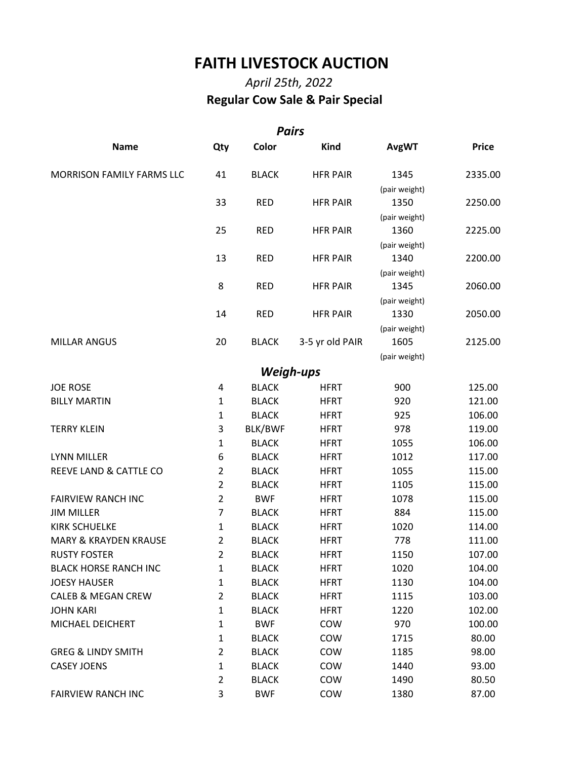# FAITH LIVESTOCK AUCTION

*April 25th, 2022*

**Regular Cow Sale & Pair Special**

### *Pairs*

| Name | Qty | Color | Kind | AvgWT | Price |
|---|---|---|---|---|---|
| MORRISON FAMILY FARMS LLC | 41 | BLACK | HFR PAIR | 1345 (pair weight) | 2335.00 |
| | 33 | RED | HFR PAIR | 1350 (pair weight) | 2250.00 |
| | 25 | RED | HFR PAIR | 1360 (pair weight) | 2225.00 |
| | 13 | RED | HFR PAIR | 1340 (pair weight) | 2200.00 |
| | 8 | RED | HFR PAIR | 1345 (pair weight) | 2060.00 |
| | 14 | RED | HFR PAIR | 1330 (pair weight) | 2050.00 |
| MILLAR ANGUS | 20 | BLACK | 3-5 yr old PAIR | 1605 (pair weight) | 2125.00 |

### *Weigh-ups*

| Name | Qty | Color | Kind | AvgWT | Price |
|---|---|---|---|---|---|
| JOE ROSE | 4 | BLACK | HFRT | 900 | 125.00 |
| BILLY MARTIN | 1 | BLACK | HFRT | 920 | 121.00 |
| | 1 | BLACK | HFRT | 925 | 106.00 |
| TERRY KLEIN | 3 | BLK/BWF | HFRT | 978 | 119.00 |
| | 1 | BLACK | HFRT | 1055 | 106.00 |
| LYNN MILLER | 6 | BLACK | HFRT | 1012 | 117.00 |
| REEVE LAND & CATTLE CO | 2 | BLACK | HFRT | 1055 | 115.00 |
| | 2 | BLACK | HFRT | 1105 | 115.00 |
| FAIRVIEW RANCH INC | 2 | BWF | HFRT | 1078 | 115.00 |
| JIM MILLER | 7 | BLACK | HFRT | 884 | 115.00 |
| KIRK SCHUELKE | 1 | BLACK | HFRT | 1020 | 114.00 |
| MARY & KRAYDEN KRAUSE | 2 | BLACK | HFRT | 778 | 111.00 |
| RUSTY FOSTER | 2 | BLACK | HFRT | 1150 | 107.00 |
| BLACK HORSE RANCH INC | 1 | BLACK | HFRT | 1020 | 104.00 |
| JOESY HAUSER | 1 | BLACK | HFRT | 1130 | 104.00 |
| CALEB & MEGAN CREW | 2 | BLACK | HFRT | 1115 | 103.00 |
| JOHN KARI | 1 | BLACK | HFRT | 1220 | 102.00 |
| MICHAEL DEICHERT | 1 | BWF | COW | 970 | 100.00 |
| | 1 | BLACK | COW | 1715 | 80.00 |
| GREG & LINDY SMITH | 2 | BLACK | COW | 1185 | 98.00 |
| CASEY JOENS | 1 | BLACK | COW | 1440 | 93.00 |
| | 2 | BLACK | COW | 1490 | 80.50 |
| FAIRVIEW RANCH INC | 3 | BWF | COW | 1380 | 87.00 |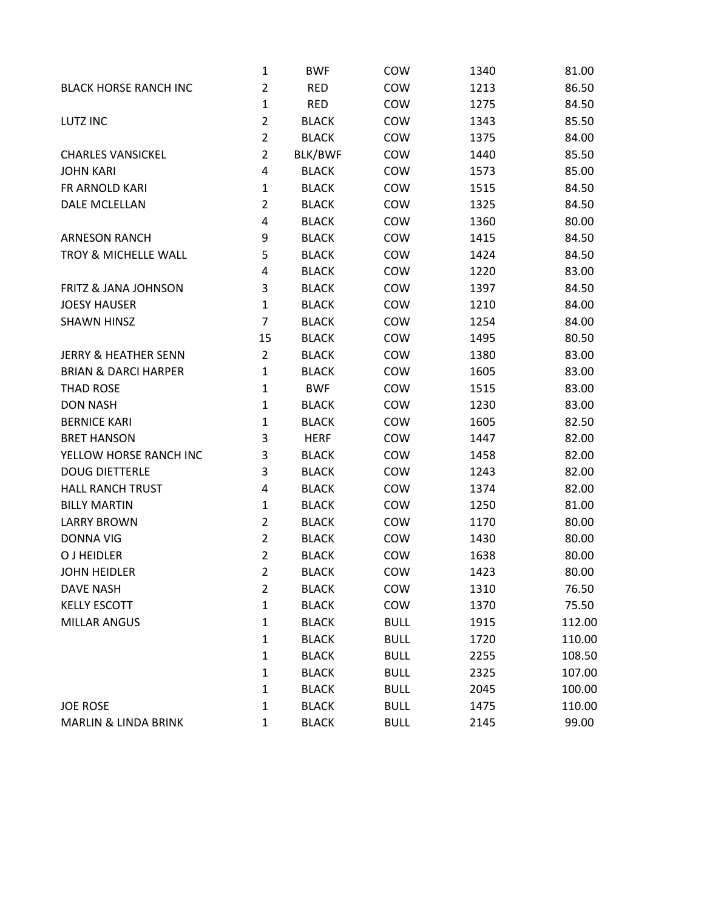| | | | | | |
|---|---|---|---|---|---|
| | 1 | BWF | COW | 1340 | 81.00 |
| BLACK HORSE RANCH INC | 2 | RED | COW | 1213 | 86.50 |
| | 1 | RED | COW | 1275 | 84.50 |
| LUTZ INC | 2 | BLACK | COW | 1343 | 85.50 |
| | 2 | BLACK | COW | 1375 | 84.00 |
| CHARLES VANSICKEL | 2 | BLK/BWF | COW | 1440 | 85.50 |
| JOHN KARI | 4 | BLACK | COW | 1573 | 85.00 |
| FR ARNOLD KARI | 1 | BLACK | COW | 1515 | 84.50 |
| DALE MCLELLAN | 2 | BLACK | COW | 1325 | 84.50 |
| | 4 | BLACK | COW | 1360 | 80.00 |
| ARNESON RANCH | 9 | BLACK | COW | 1415 | 84.50 |
| TROY & MICHELLE WALL | 5 | BLACK | COW | 1424 | 84.50 |
| | 4 | BLACK | COW | 1220 | 83.00 |
| FRITZ & JANA JOHNSON | 3 | BLACK | COW | 1397 | 84.50 |
| JOESY HAUSER | 1 | BLACK | COW | 1210 | 84.00 |
| SHAWN HINSZ | 7 | BLACK | COW | 1254 | 84.00 |
| | 15 | BLACK | COW | 1495 | 80.50 |
| JERRY & HEATHER SENN | 2 | BLACK | COW | 1380 | 83.00 |
| BRIAN & DARCI HARPER | 1 | BLACK | COW | 1605 | 83.00 |
| THAD ROSE | 1 | BWF | COW | 1515 | 83.00 |
| DON NASH | 1 | BLACK | COW | 1230 | 83.00 |
| BERNICE KARI | 1 | BLACK | COW | 1605 | 82.50 |
| BRET HANSON | 3 | HERF | COW | 1447 | 82.00 |
| YELLOW HORSE RANCH INC | 3 | BLACK | COW | 1458 | 82.00 |
| DOUG DIETTERLE | 3 | BLACK | COW | 1243 | 82.00 |
| HALL RANCH TRUST | 4 | BLACK | COW | 1374 | 82.00 |
| BILLY MARTIN | 1 | BLACK | COW | 1250 | 81.00 |
| LARRY BROWN | 2 | BLACK | COW | 1170 | 80.00 |
| DONNA VIG | 2 | BLACK | COW | 1430 | 80.00 |
| O J HEIDLER | 2 | BLACK | COW | 1638 | 80.00 |
| JOHN HEIDLER | 2 | BLACK | COW | 1423 | 80.00 |
| DAVE NASH | 2 | BLACK | COW | 1310 | 76.50 |
| KELLY ESCOTT | 1 | BLACK | COW | 1370 | 75.50 |
| MILLAR ANGUS | 1 | BLACK | BULL | 1915 | 112.00 |
| | 1 | BLACK | BULL | 1720 | 110.00 |
| | 1 | BLACK | BULL | 2255 | 108.50 |
| | 1 | BLACK | BULL | 2325 | 107.00 |
| | 1 | BLACK | BULL | 2045 | 100.00 |
| JOE ROSE | 1 | BLACK | BULL | 1475 | 110.00 |
| MARLIN & LINDA BRINK | 1 | BLACK | BULL | 2145 | 99.00 |